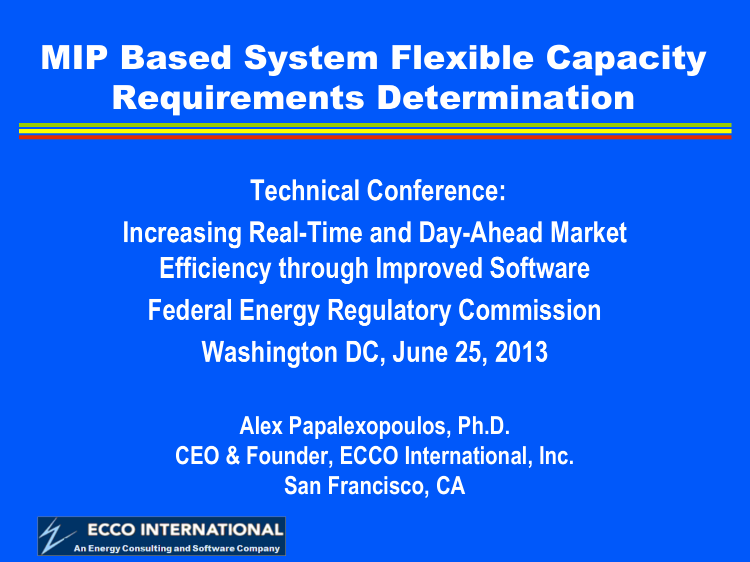# MIP Based System Flexible Capacity Requirements Determination

Technical Conference:

Increasing Real-Time and Day-Ahead Market Efficiency through Improved Software

Federal Energy Regulatory Commission

Washington DC, June 25, 2013

Alex Papalexopoulos, Ph.D.
CEO & Founder, ECCO International, Inc.
San Francisco, CA

ECCO INTERNATIONAL
An Energy Consulting and Software Company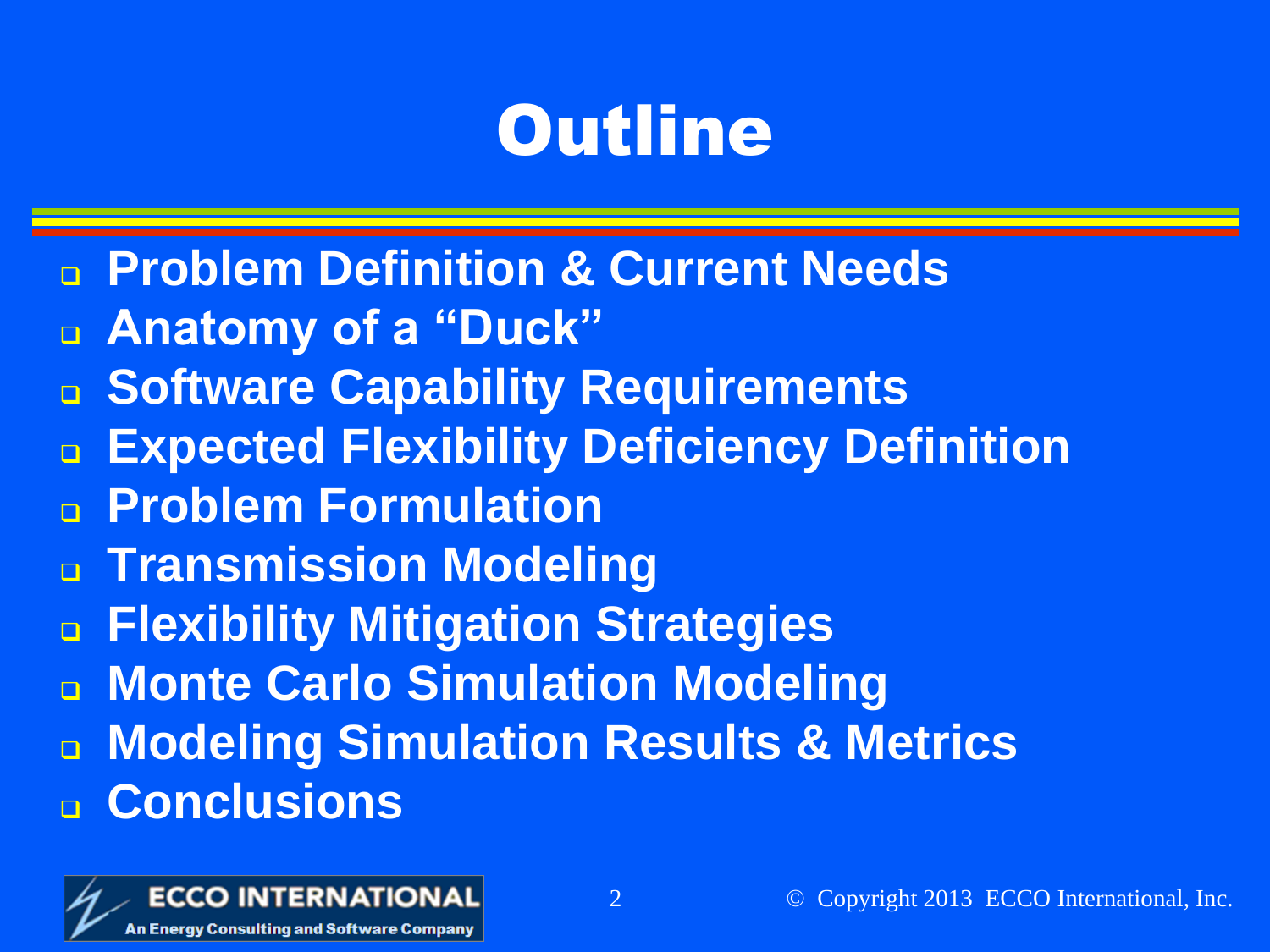# Outline

- Problem Definition & Current Needs
- Anatomy of a "Duck"
- Software Capability Requirements
- Expected Flexibility Deficiency Definition
- Problem Formulation
- Transmission Modeling
- Flexibility Mitigation Strategies
- Monte Carlo Simulation Modeling
- Modeling Simulation Results & Metrics
- Conclusions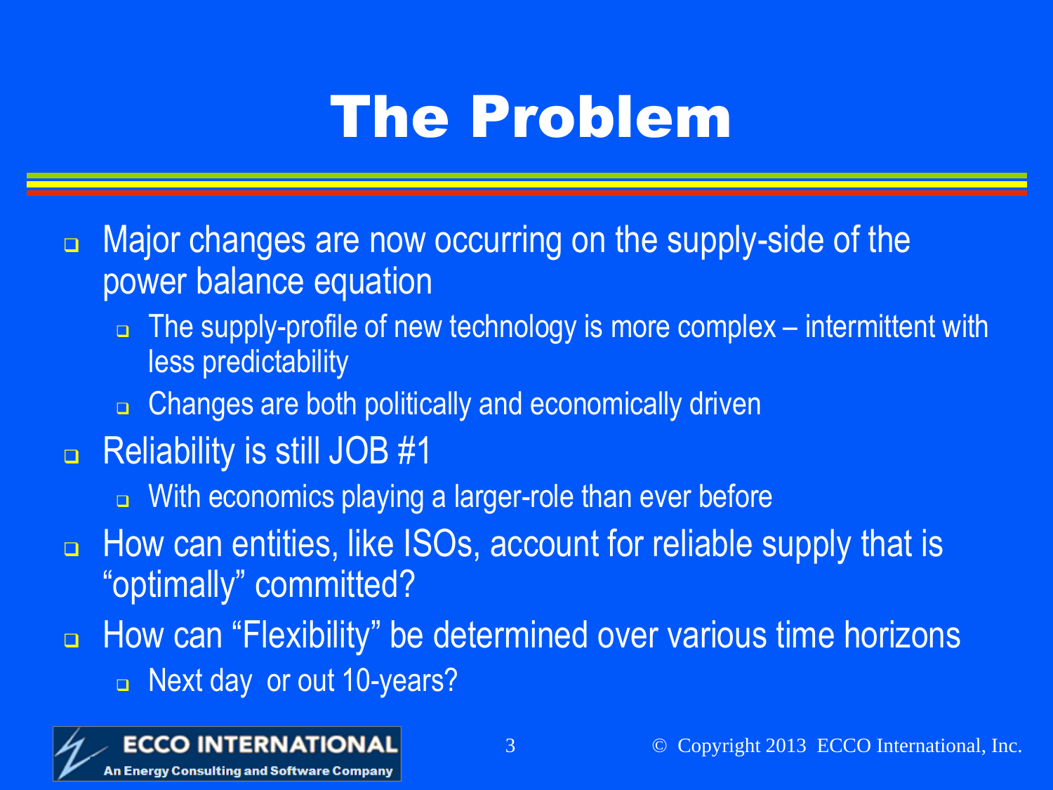# The Problem

- Major changes are now occurring on the supply-side of the power balance equation
  - The supply-profile of new technology is more complex – intermittent with less predictability
  - Changes are both politically and economically driven
- Reliability is still JOB #1
  - With economics playing a larger-role than ever before
- How can entities, like ISOs, account for reliable supply that is "optimally" committed?
- How can "Flexibility" be determined over various time horizons
  - Next day  or out 10-years?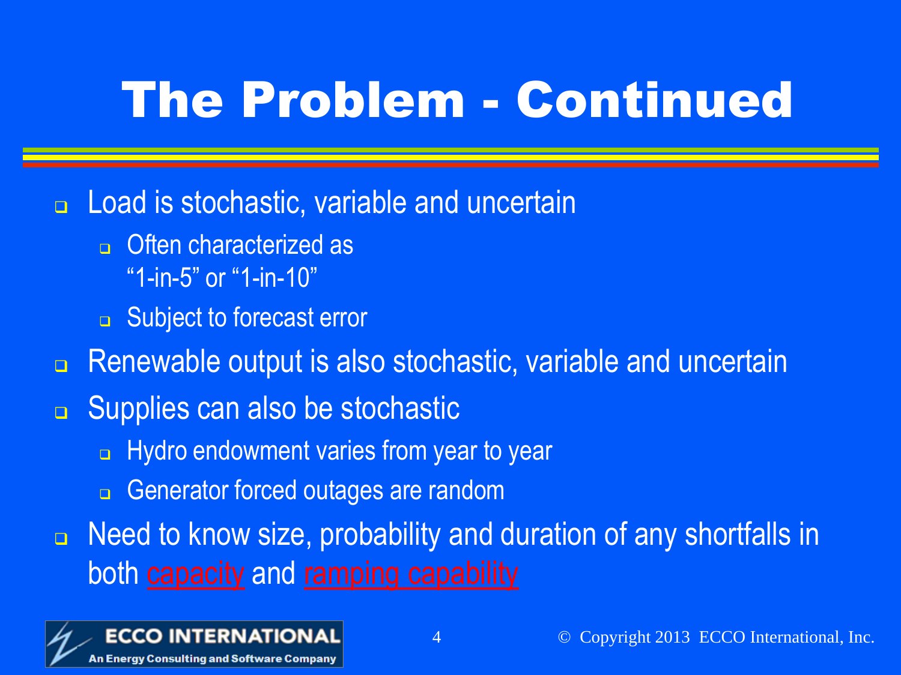# The Problem - Continued

- Load is stochastic, variable and uncertain
  - Often characterized as "1-in-5" or "1-in-10"
  - Subject to forecast error
- Renewable output is also stochastic, variable and uncertain
- Supplies can also be stochastic
  - Hydro endowment varies from year to year
  - Generator forced outages are random
- Need to know size, probability and duration of any shortfalls in both capacity and ramping capability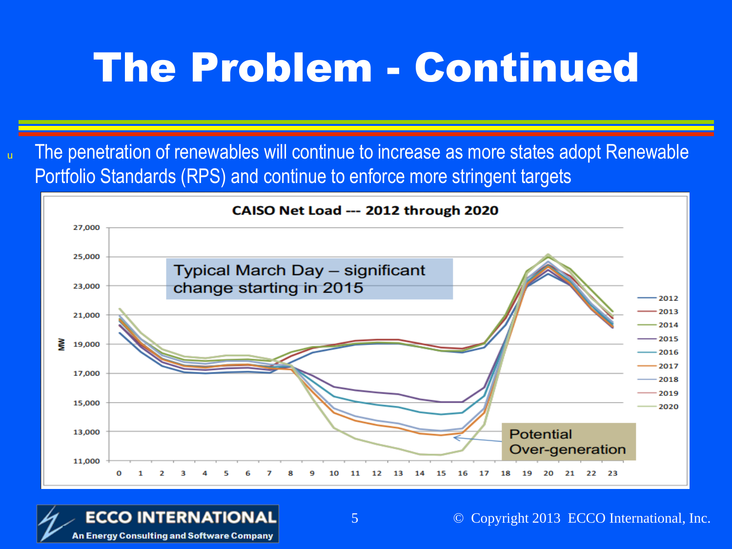# The Problem - Continued

- The penetration of renewables will continue to increase as more states adopt Renewable Portfolio Standards (RPS) and continue to enforce more stringent targets

**CAISO Net Load --- 2012 through 2020**

Typical March Day – significant change starting in 2015

Potential Over-generation

MW

Legend: 2012, 2013, 2014, 2015, 2016, 2017, 2018, 2019, 2020

ECCO INTERNATIONAL
An Energy Consulting and Software Company

© Copyright 2013 ECCO International, Inc.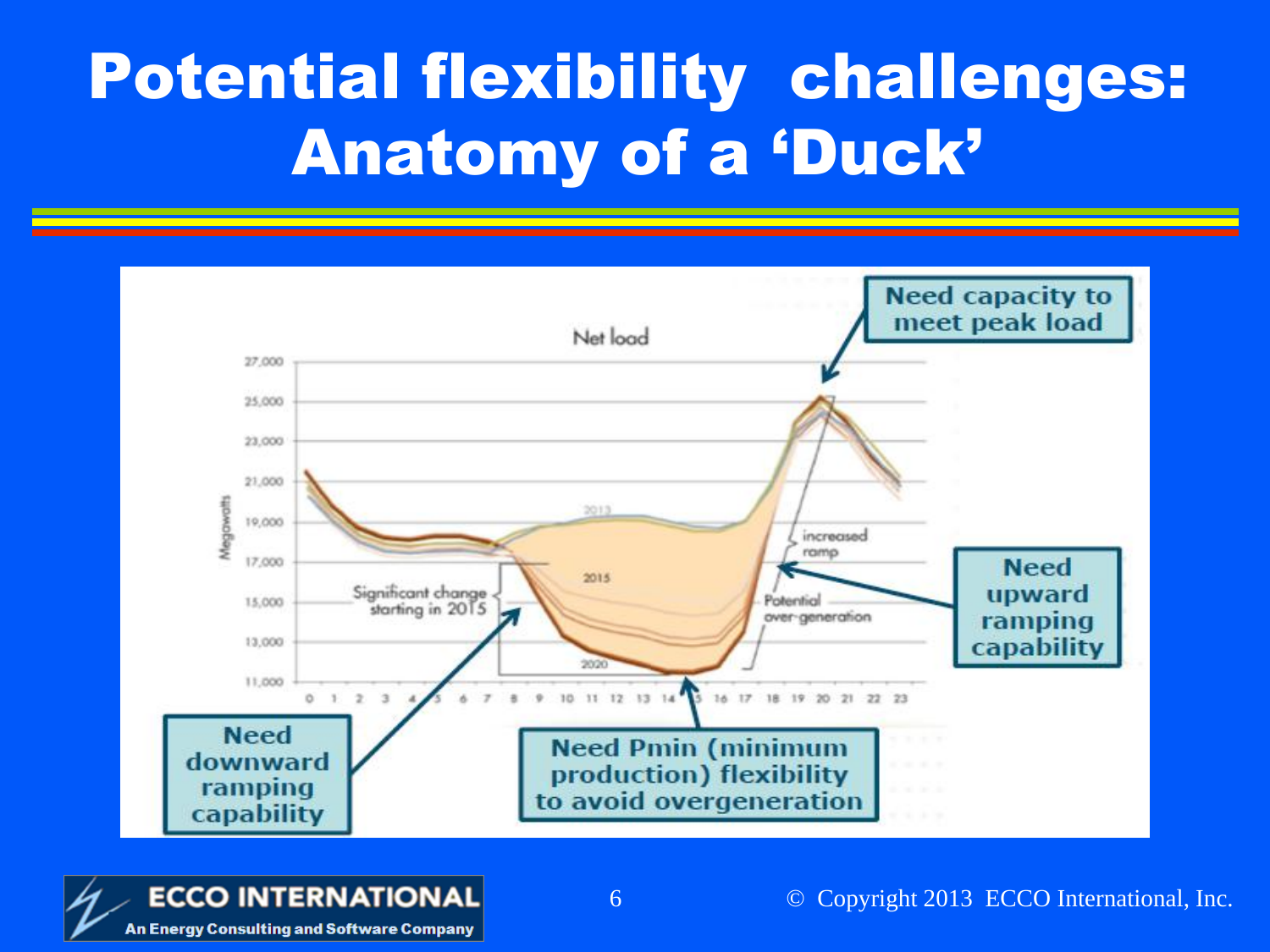# Potential flexibility challenges: Anatomy of a 'Duck'

Net load

Megawatts

27,000
25,000
23,000
21,000
19,000
17,000
15,000
13,000
11,000

0 1 2 3 4 5 6 7 8 9 10 11 12 13 14 15 16 17 18 19 20 21 22 23

2013
2015
2020

Significant change starting in 2015

increased ramp

Potential over-generation

**Need capacity to meet peak load**

**Need upward ramping capability**

**Need downward ramping capability**

**Need Pmin (minimum production) flexibility to avoid overgeneration**

ECCO INTERNATIONAL
An Energy Consulting and Software Company

© Copyright 2013 ECCO International, Inc.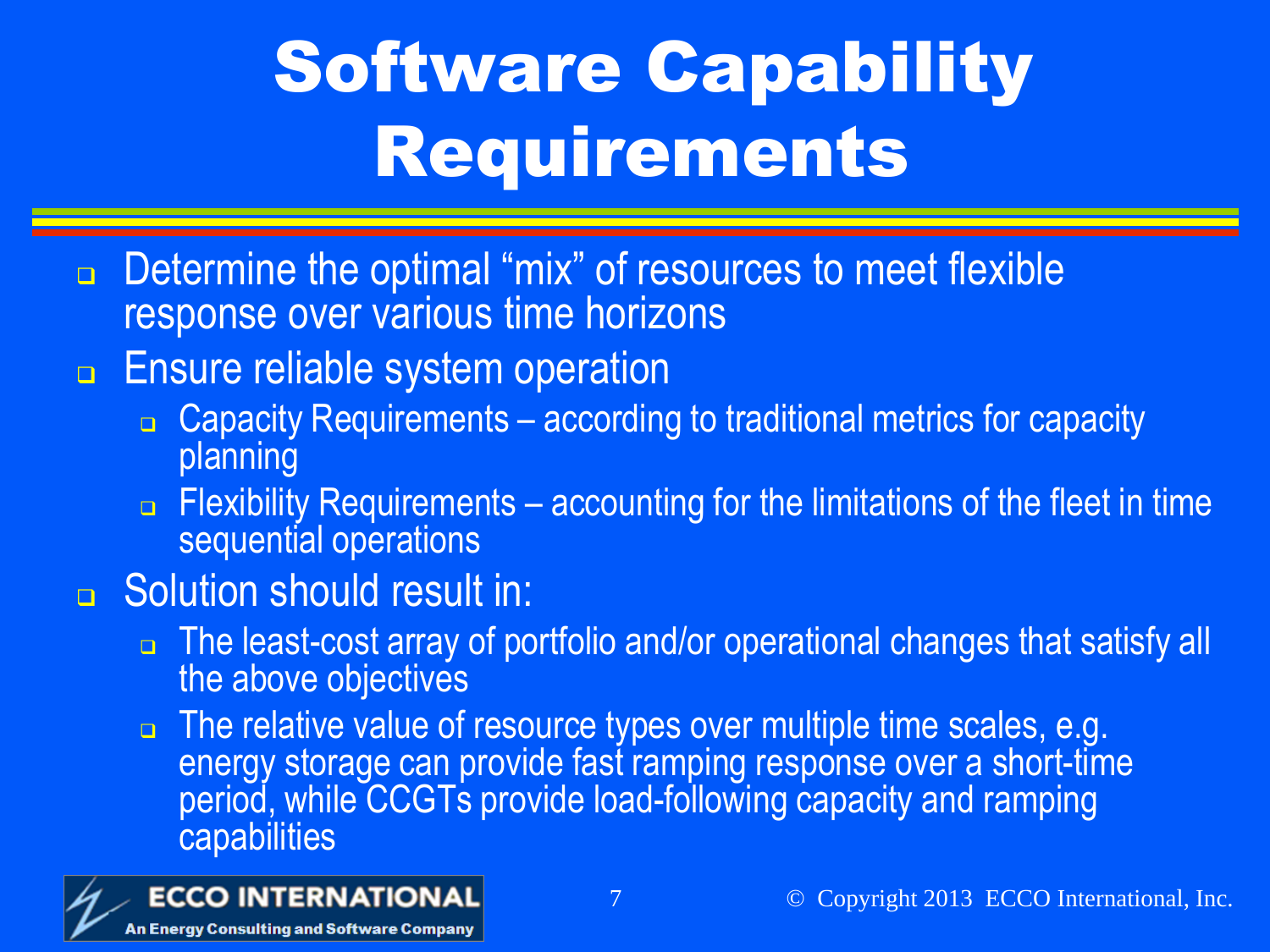# Software Capability Requirements

- Determine the optimal "mix" of resources to meet flexible response over various time horizons
- Ensure reliable system operation
  - Capacity Requirements – according to traditional metrics for capacity planning
  - Flexibility Requirements – accounting for the limitations of the fleet in time sequential operations
- Solution should result in:
  - The least-cost array of portfolio and/or operational changes that satisfy all the above objectives
  - The relative value of resource types over multiple time scales, e.g. energy storage can provide fast ramping response over a short-time period, while CCGTs provide load-following capacity and ramping capabilities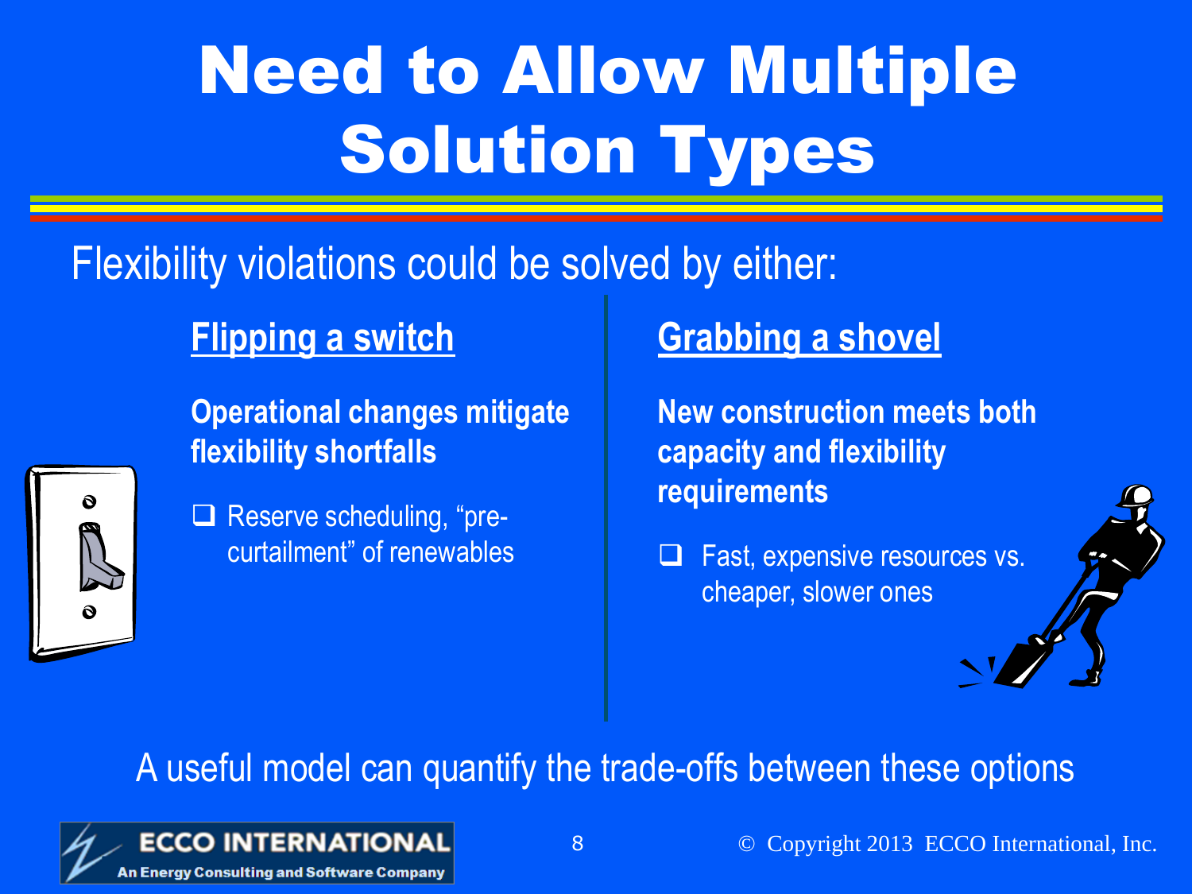# Need to Allow Multiple Solution Types

Flexibility violations could be solved by either:

## Flipping a switch

**Operational changes mitigate flexibility shortfalls**

- Reserve scheduling, "pre-curtailment" of renewables

## Grabbing a shovel

**New construction meets both capacity and flexibility requirements**

- Fast, expensive resources vs. cheaper, slower ones

A useful model can quantify the trade-offs between these options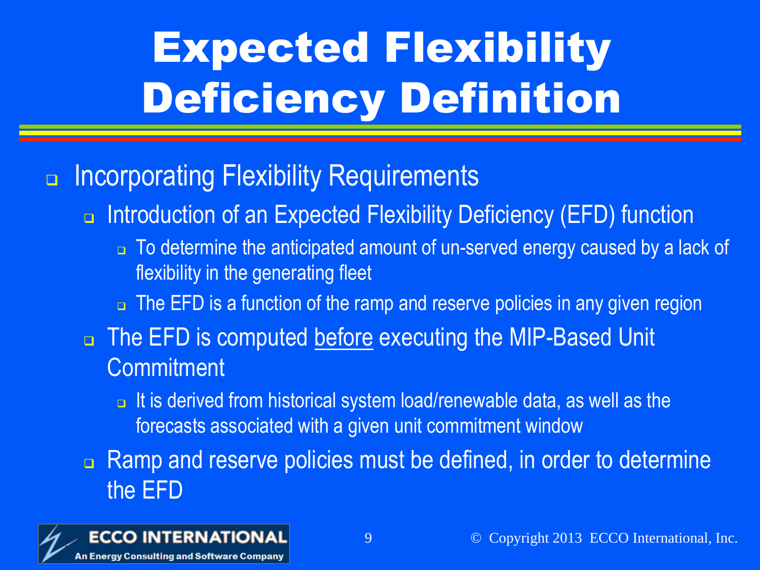# Expected Flexibility Deficiency Definition

- Incorporating Flexibility Requirements
  - Introduction of an Expected Flexibility Deficiency (EFD) function
    - To determine the anticipated amount of un-served energy caused by a lack of flexibility in the generating fleet
    - The EFD is a function of the ramp and reserve policies in any given region
  - The EFD is computed <u>before</u> executing the MIP-Based Unit Commitment
    - It is derived from historical system load/renewable data, as well as the forecasts associated with a given unit commitment window
  - Ramp and reserve policies must be defined, in order to determine the EFD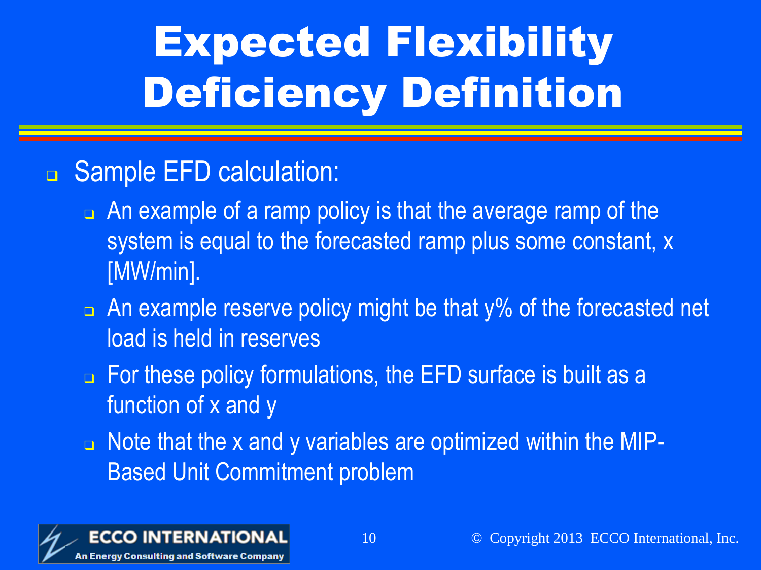# Expected Flexibility Deficiency Definition

- Sample EFD calculation:
  - An example of a ramp policy is that the average ramp of the system is equal to the forecasted ramp plus some constant, x [MW/min].
  - An example reserve policy might be that y% of the forecasted net load is held in reserves
  - For these policy formulations, the EFD surface is built as a function of x and y
  - Note that the x and y variables are optimized within the MIP-Based Unit Commitment problem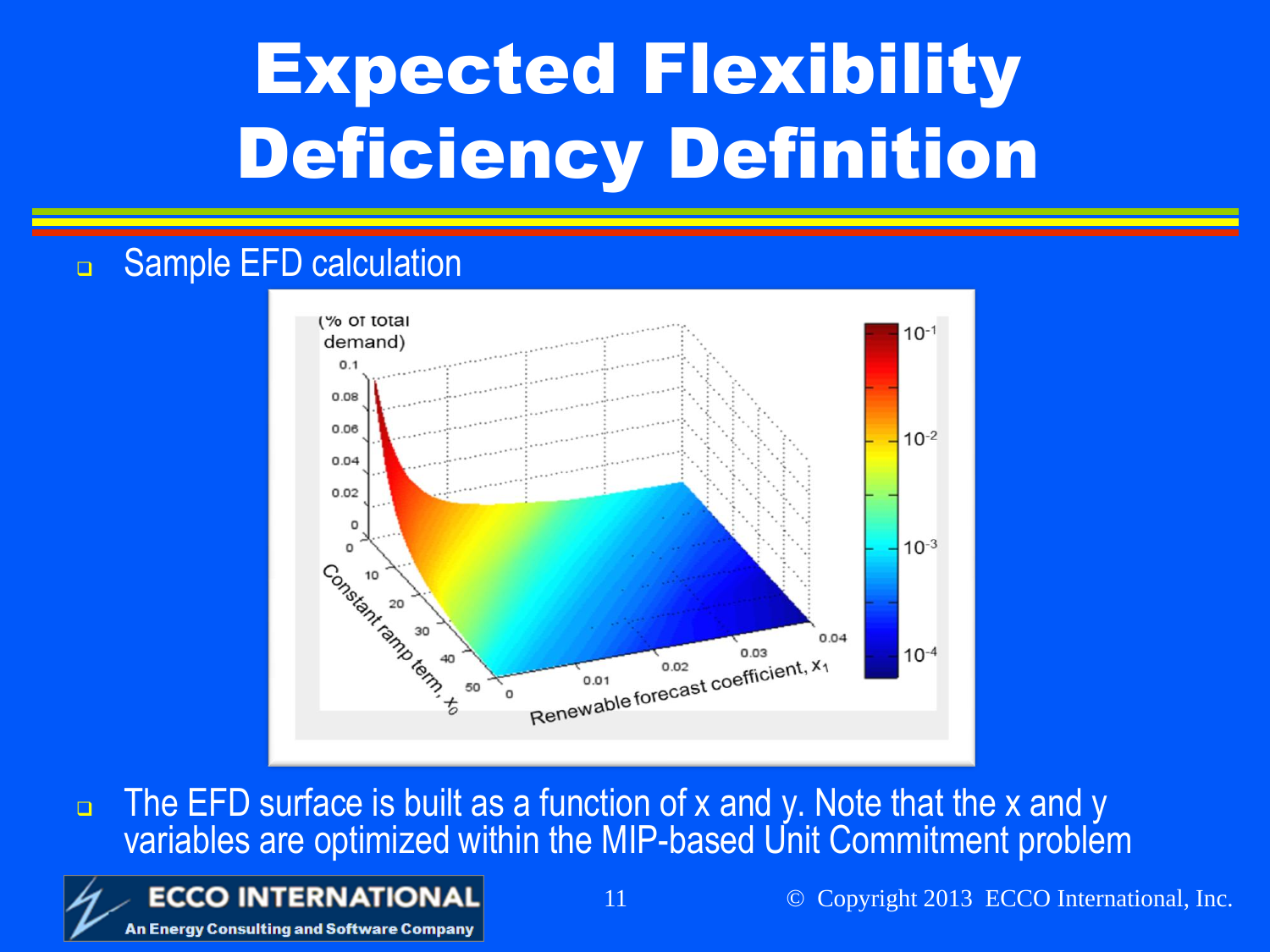# Expected Flexibility Deficiency Definition

- Sample EFD calculation

- The EFD surface is built as a function of x and y. Note that the x and y variables are optimized within the MIP-based Unit Commitment problem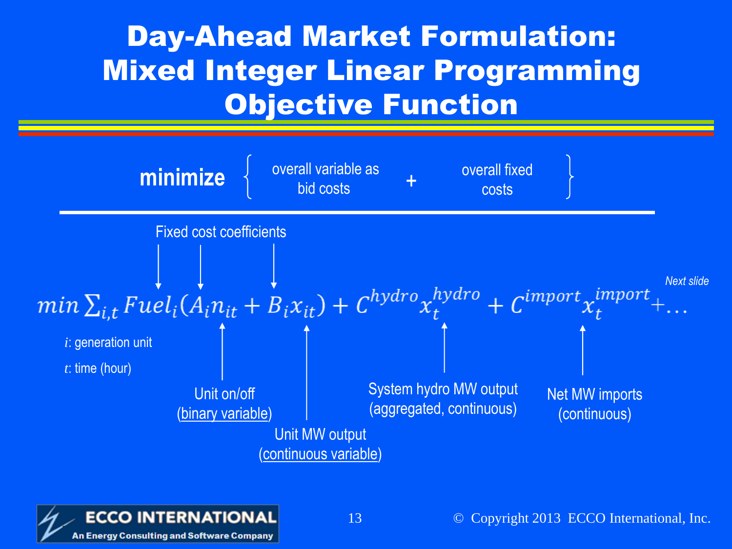# Day-Ahead Market Formulation: Mixed Integer Linear Programming Objective Function

**minimize** { overall variable as bid costs + overall fixed costs }

Fixed cost coefficients

*Next slide*

$$min \sum_{i,t} Fuel_i(A_i n_{it} + B_i x_{it}) + C^{hydro} x_t^{hydro} + C^{import} x_t^{import} + \ldots$$

- $i$: generation unit
- $t$: time (hour)

- $n_{it}$: Unit on/off (binary variable)
- $x_{it}$: Unit MW output (continuous variable)
- $x_t^{hydro}$: System hydro MW output (aggregated, continuous)
- $x_t^{import}$: Net MW imports (continuous)

© Copyright 2013 ECCO International, Inc.

ECCO INTERNATIONAL — An Energy Consulting and Software Company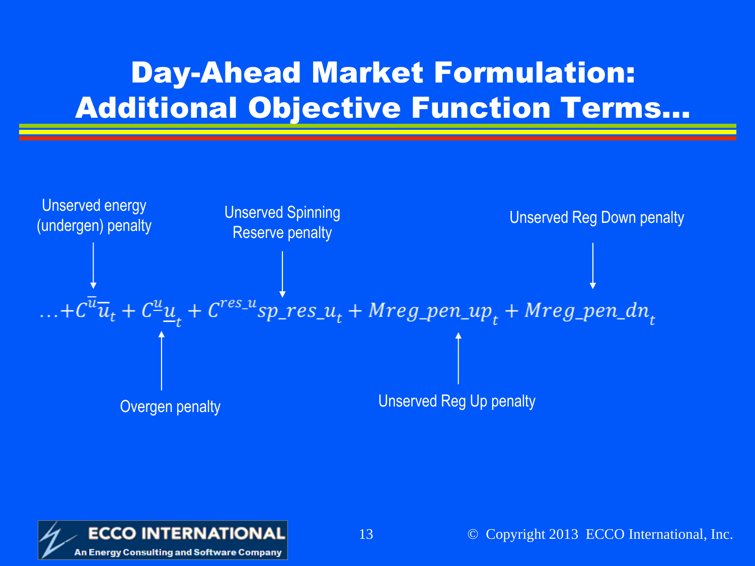# Day-Ahead Market Formulation: Additional Objective Function Terms…

$$\ldots + C^{\bar{u}}\bar{u}_t + C^{\underline{u}}\underline{u}_t + C^{res\_u}sp\_res\_u_t + Mreg\_pen\_up_t + Mreg\_pen\_dn_t$$

- $C^{\bar{u}}\bar{u}_t$: Unserved energy (undergen) penalty
- $C^{\underline{u}}\underline{u}_t$: Overgen penalty
- $C^{res\_u}sp\_res\_u_t$: Unserved Spinning Reserve penalty
- $Mreg\_pen\_up_t$: Unserved Reg Up penalty
- $Mreg\_pen\_dn_t$: Unserved Reg Down penalty

© Copyright 2013 ECCO International, Inc.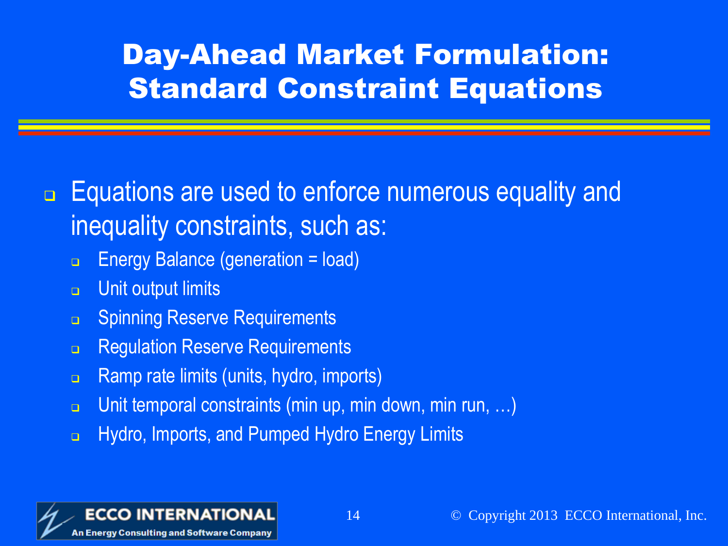# Day-Ahead Market Formulation: Standard Constraint Equations

- Equations are used to enforce numerous equality and inequality constraints, such as:
  - Energy Balance (generation = load)
  - Unit output limits
  - Spinning Reserve Requirements
  - Regulation Reserve Requirements
  - Ramp rate limits (units, hydro, imports)
  - Unit temporal constraints (min up, min down, min run, …)
  - Hydro, Imports, and Pumped Hydro Energy Limits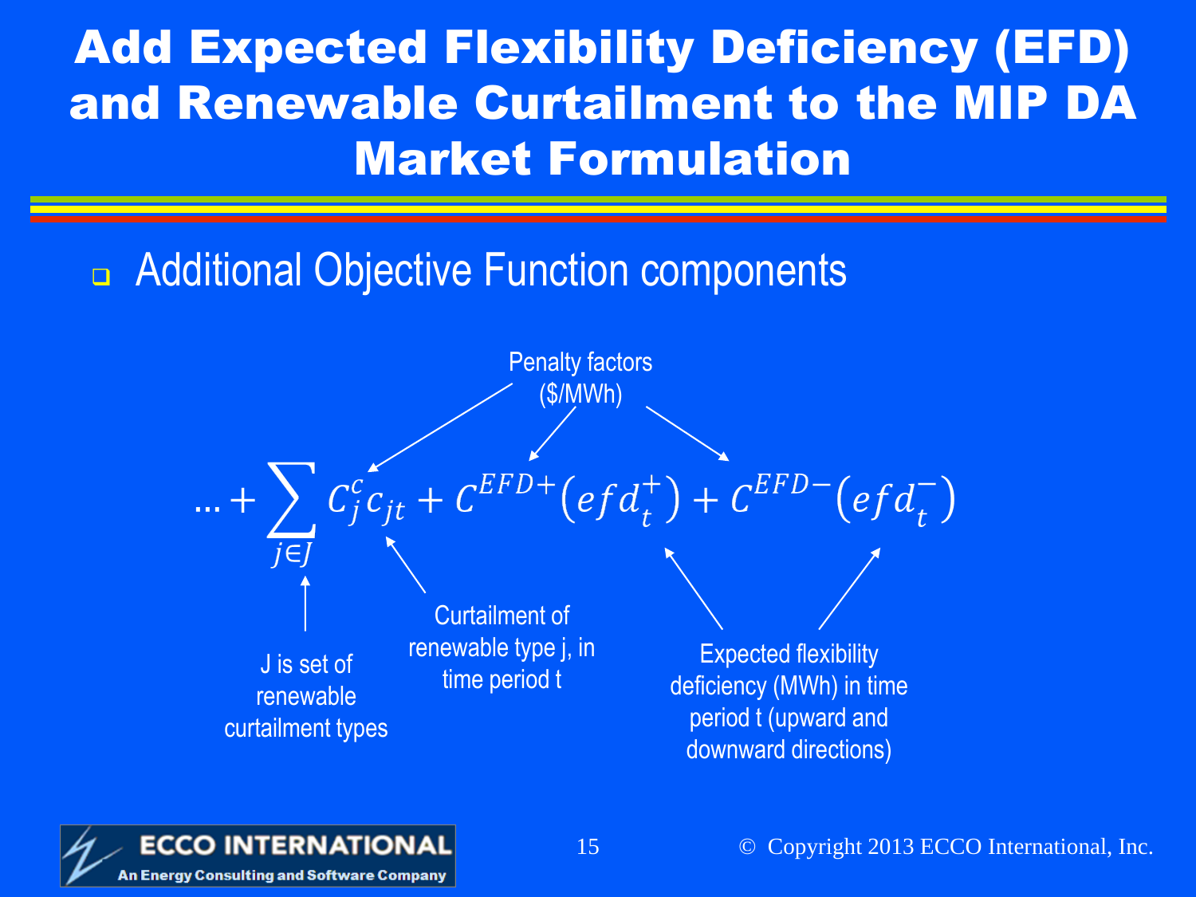# Add Expected Flexibility Deficiency (EFD) and Renewable Curtailment to the MIP DA Market Formulation

- Additional Objective Function components

$$\ldots + \sum_{j \in J} C_j^c c_{jt} + C^{EFD+}\left(efd_t^+\right) + C^{EFD-}\left(efd_t^-\right)$$

Penalty factors ($/MWh)

J is set of renewable curtailment types

Curtailment of renewable type j, in time period t

Expected flexibility deficiency (MWh) in time period t (upward and downward directions)

ECCO INTERNATIONAL
An Energy Consulting and Software Company

© Copyright 2013 ECCO International, Inc.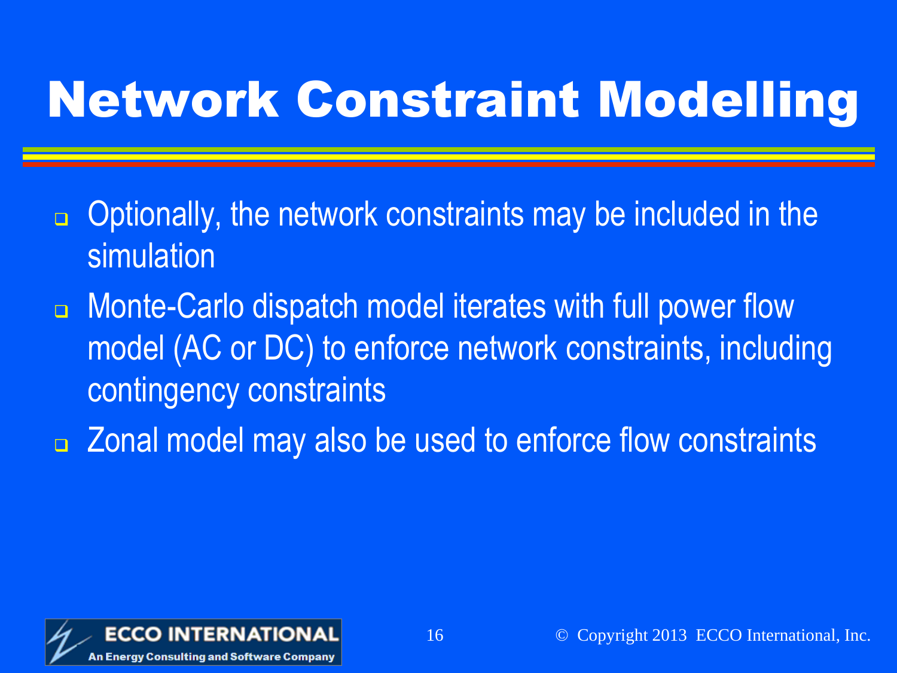# Network Constraint Modelling

- Optionally, the network constraints may be included in the simulation
- Monte-Carlo dispatch model iterates with full power flow model (AC or DC) to enforce network constraints, including contingency constraints
- Zonal model may also be used to enforce flow constraints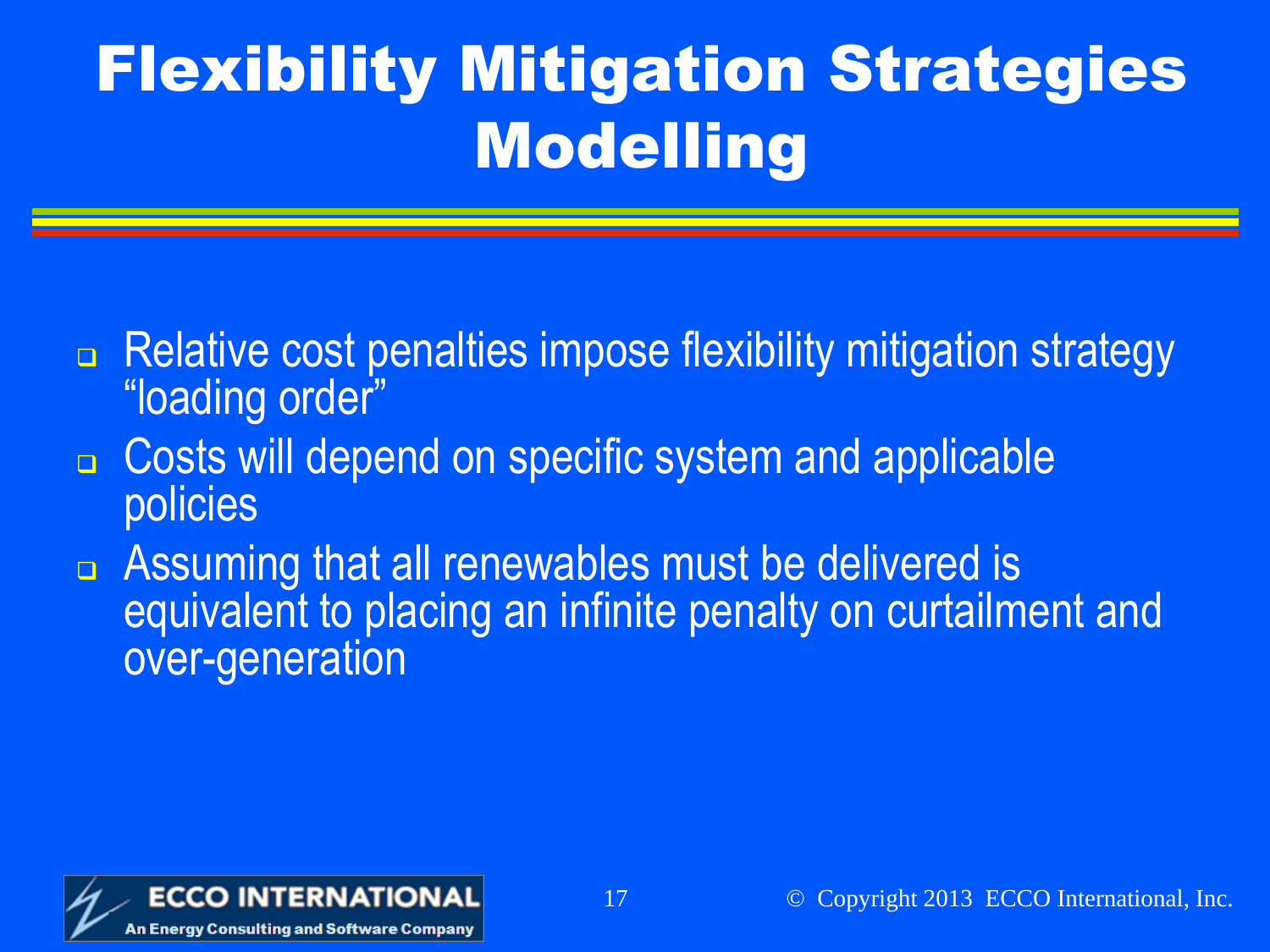# Flexibility Mitigation Strategies Modelling

- Relative cost penalties impose flexibility mitigation strategy "loading order"
- Costs will depend on specific system and applicable policies
- Assuming that all renewables must be delivered is equivalent to placing an infinite penalty on curtailment and over-generation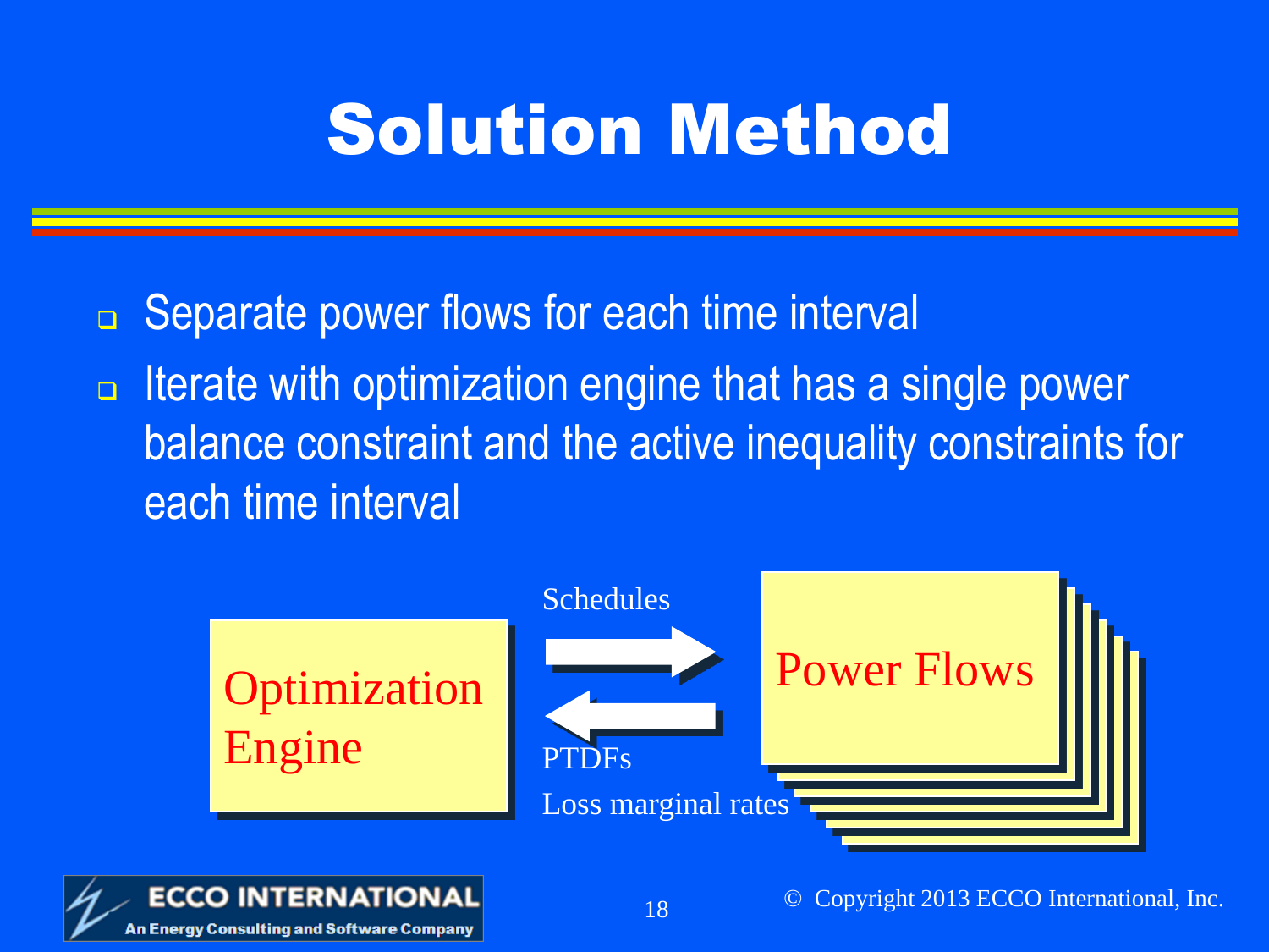# Solution Method

- Separate power flows for each time interval
- Iterate with optimization engine that has a single power balance constraint and the active inequality constraints for each time interval

Optimization Engine

Schedules

PTDFs

Loss marginal rates

Power Flows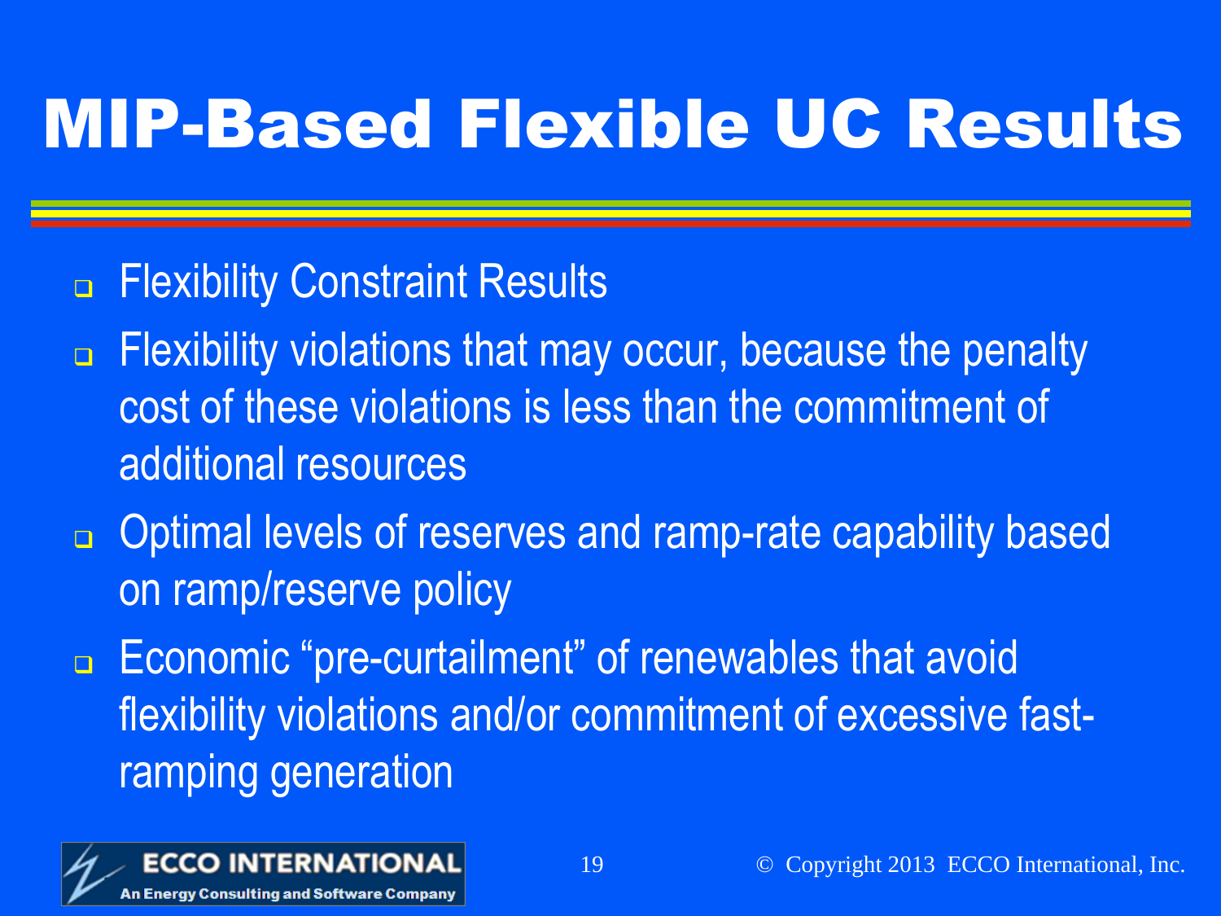# MIP-Based Flexible UC Results

- Flexibility Constraint Results
- Flexibility violations that may occur, because the penalty cost of these violations is less than the commitment of additional resources
- Optimal levels of reserves and ramp-rate capability based on ramp/reserve policy
- Economic "pre-curtailment" of renewables that avoid flexibility violations and/or commitment of excessive fast-ramping generation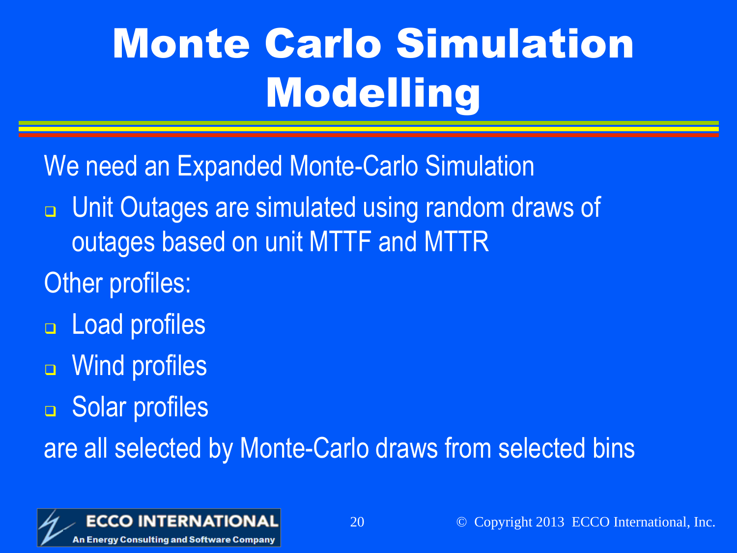# Monte Carlo Simulation Modelling

We need an Expanded Monte-Carlo Simulation

- Unit Outages are simulated using random draws of outages based on unit MTTF and MTTR

Other profiles:

- Load profiles
- Wind profiles
- Solar profiles

are all selected by Monte-Carlo draws from selected bins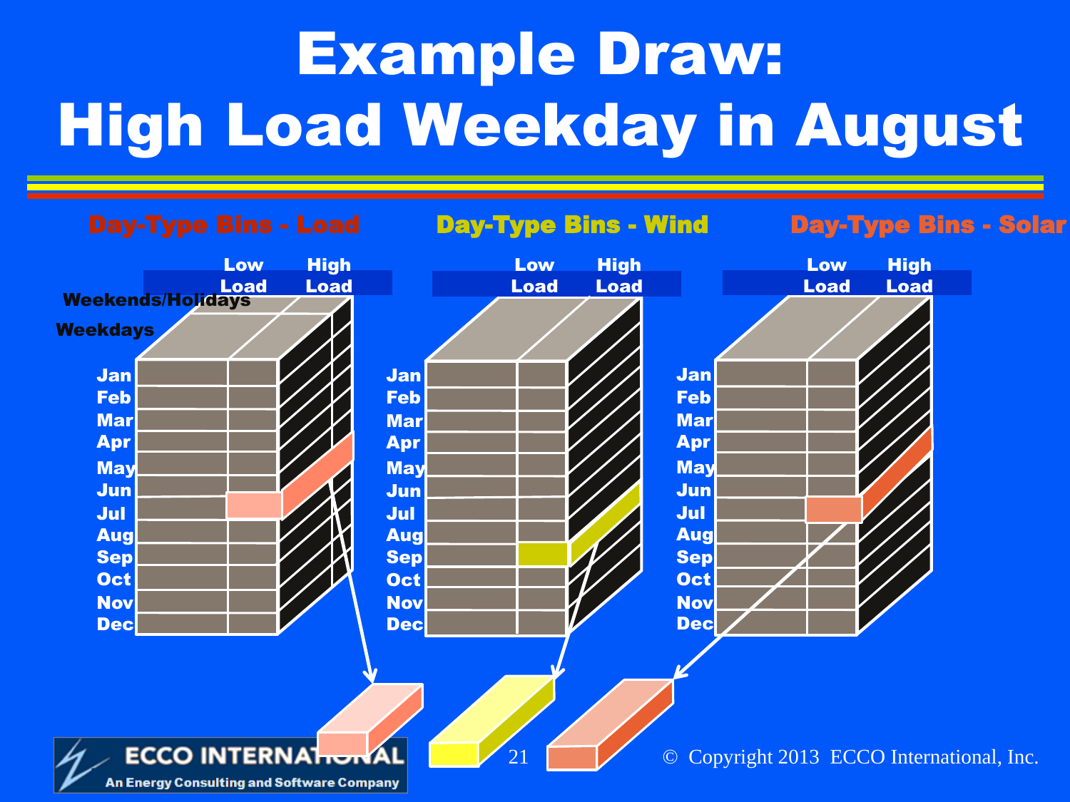# Example Draw: High Load Weekday in August

**Day-Type Bins - Load** | **Day-Type Bins - Wind** | **Day-Type Bins - Solar**

Low Load | High Load

Weekends/Holidays

Weekdays

Jan, Feb, Mar, Apr, May, Jun, Jul, Aug, Sep, Oct, Nov, Dec

© Copyright 2013 ECCO International, Inc.

ECCO INTERNATIONAL
An Energy Consulting and Software Company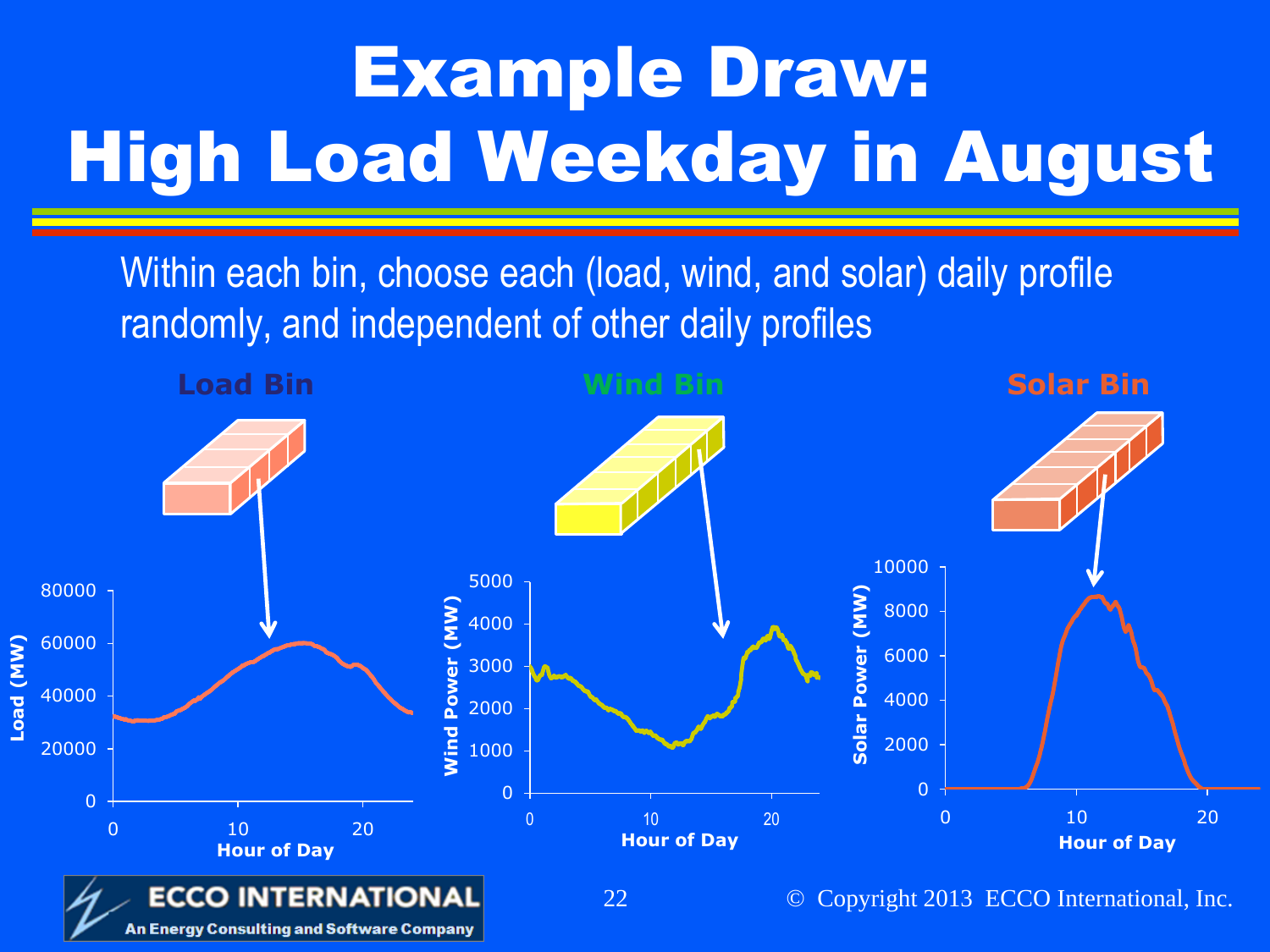# Example Draw: High Load Weekday in August

Within each bin, choose each (load, wind, and solar) daily profile randomly, and independent of other daily profiles

**Load Bin** — **Wind Bin** — **Solar Bin**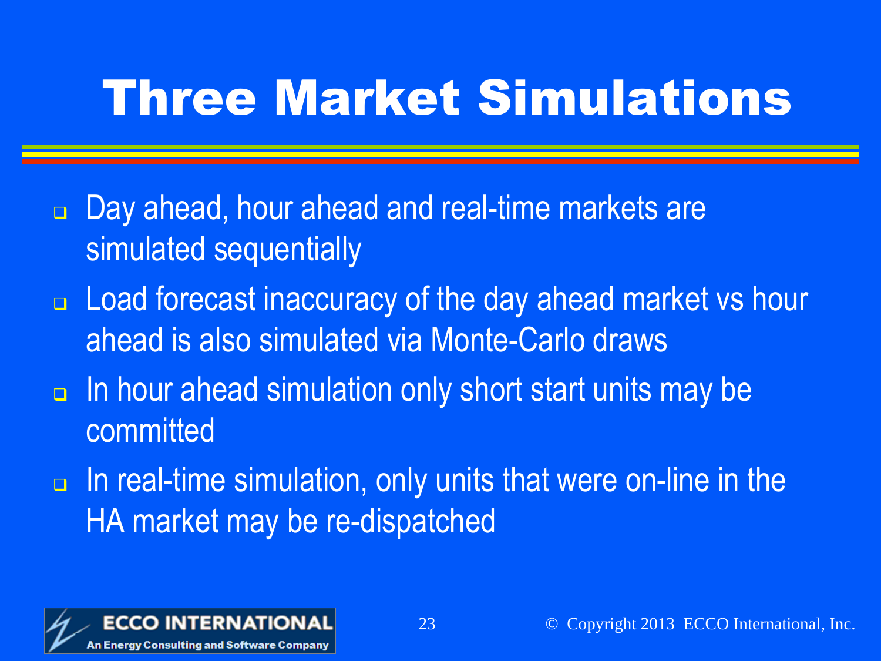# Three Market Simulations

- Day ahead, hour ahead and real-time markets are simulated sequentially
- Load forecast inaccuracy of the day ahead market vs hour ahead is also simulated via Monte-Carlo draws
- In hour ahead simulation only short start units may be committed
- In real-time simulation, only units that were on-line in the HA market may be re-dispatched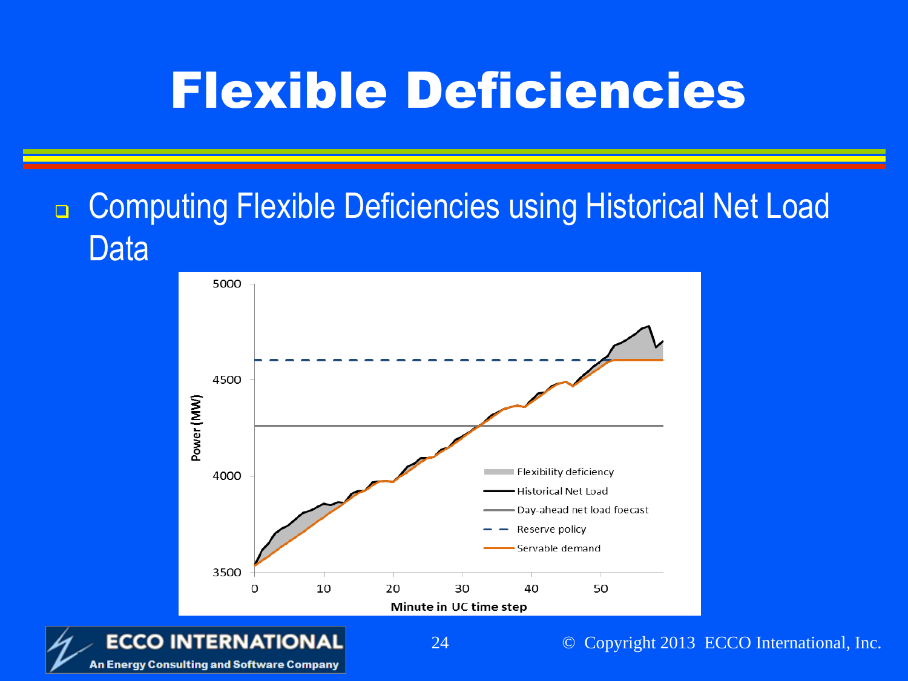# Flexible Deficiencies

- Computing Flexible Deficiencies using Historical Net Load Data

Power (MW)

5000, 4500, 4000, 3500

0, 10, 20, 30, 40, 50

Minute in UC time step

- Flexibility deficiency
- Historical Net Load
- Day-ahead net load foecast
- Reserve policy
- Servable demand

ECCO INTERNATIONAL
An Energy Consulting and Software Company

© Copyright 2013 ECCO International, Inc.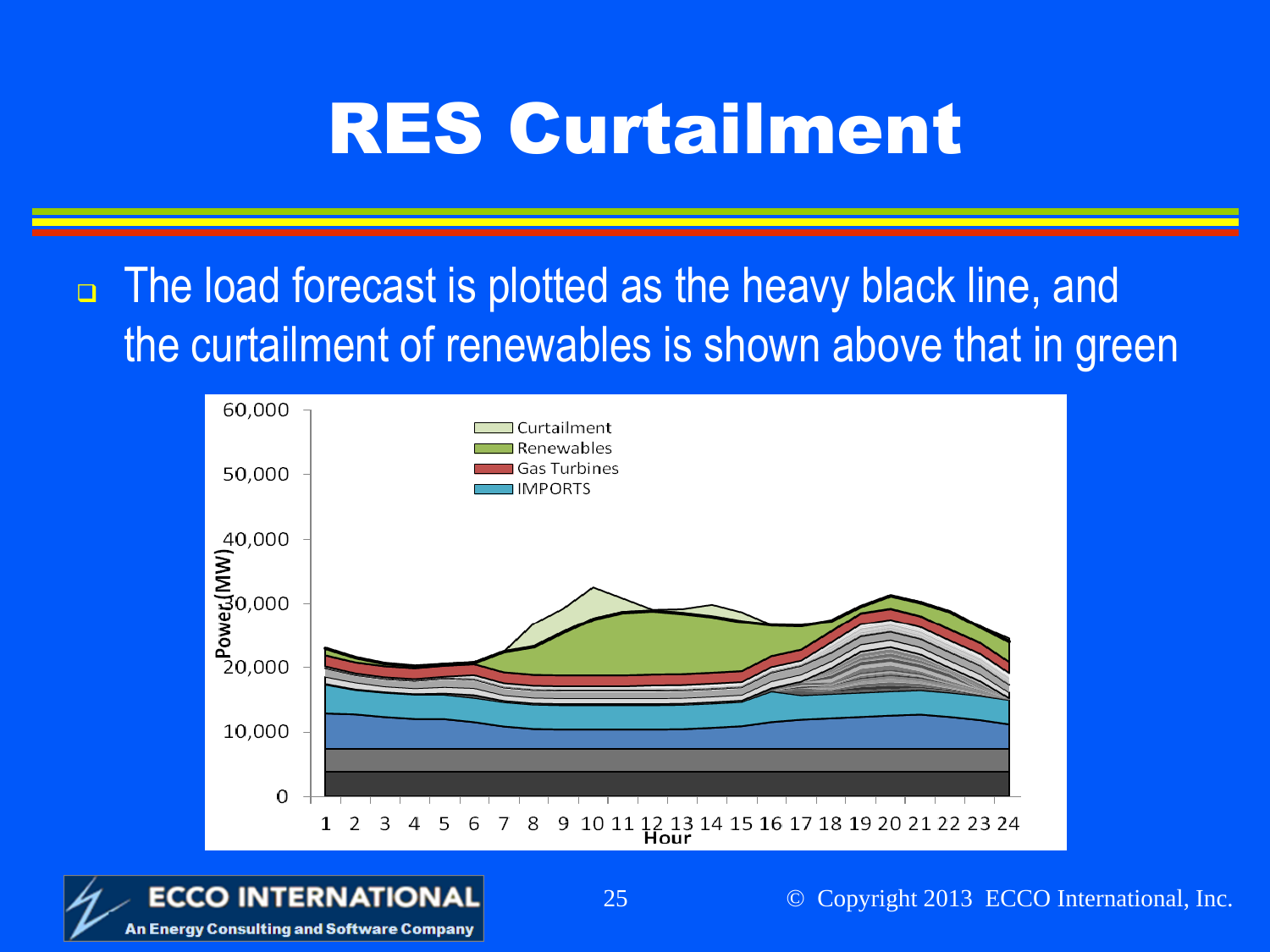# RES Curtailment

- The load forecast is plotted as the heavy black line, and the curtailment of renewables is shown above that in green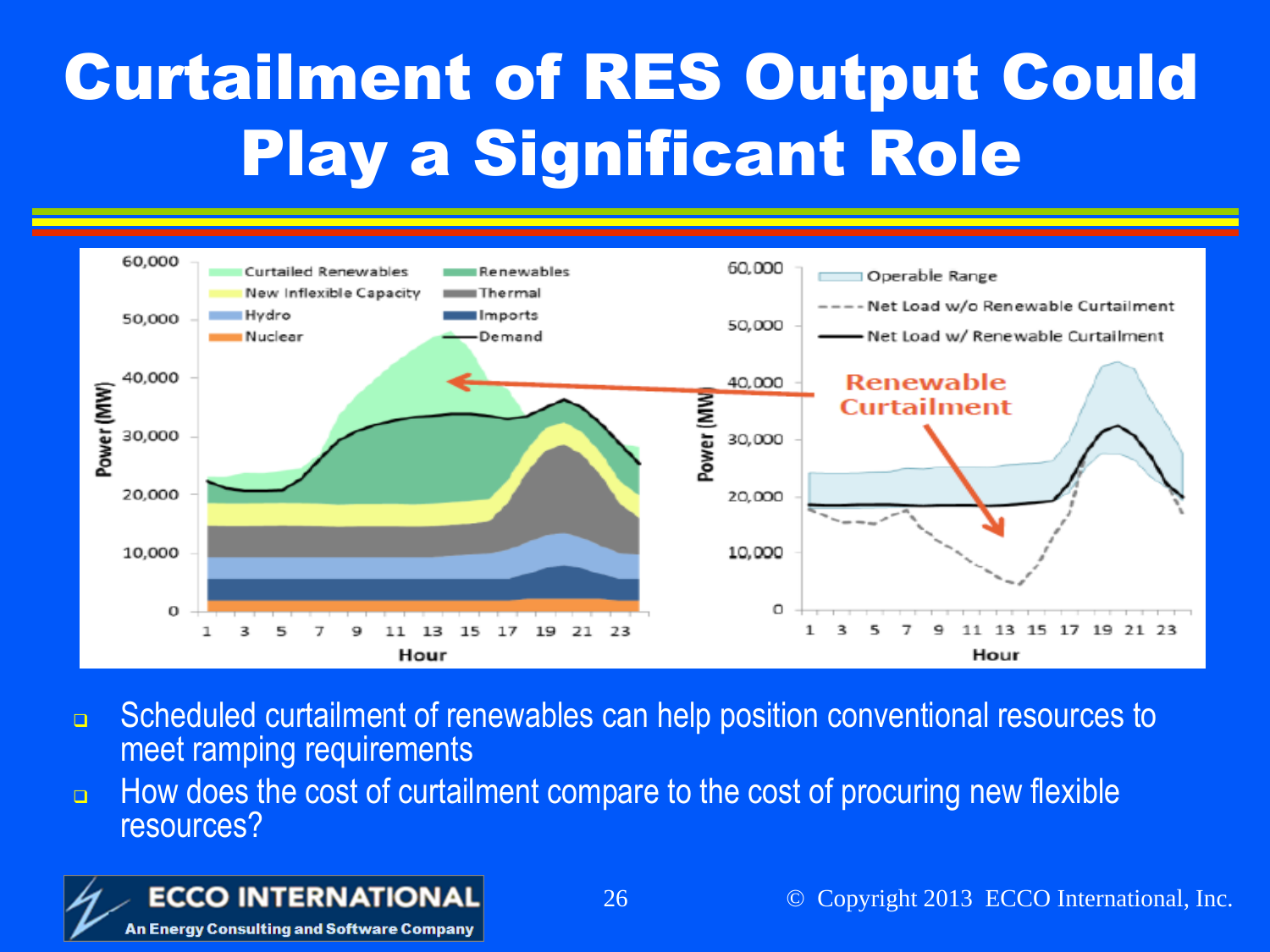# Curtailment of RES Output Could Play a Significant Role

- Scheduled curtailment of renewables can help position conventional resources to meet ramping requirements
- How does the cost of curtailment compare to the cost of procuring new flexible resources?

ECCO INTERNATIONAL
An Energy Consulting and Software Company

© Copyright 2013 ECCO International, Inc.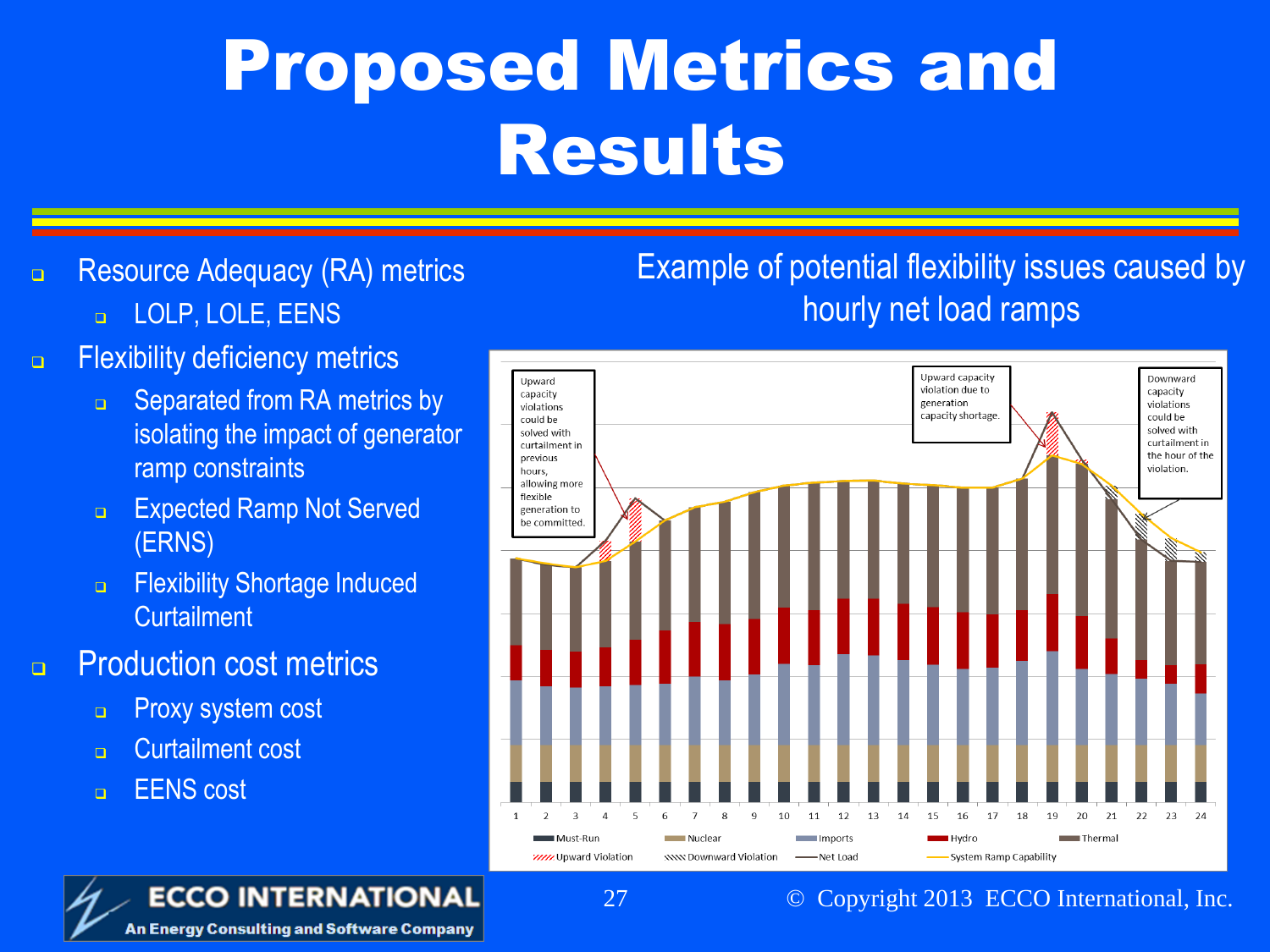# Proposed Metrics and Results

- Resource Adequacy (RA) metrics
  - LOLP, LOLE, EENS
- Flexibility deficiency metrics
  - Separated from RA metrics by isolating the impact of generator ramp constraints
  - Expected Ramp Not Served (ERNS)
  - Flexibility Shortage Induced Curtailment
- Production cost metrics
  - Proxy system cost
  - Curtailment cost
  - EENS cost

Example of potential flexibility issues caused by hourly net load ramps

Upward capacity violations could be solved with curtailment in previous hours, allowing more flexible generation to be committed.

Upward capacity violation due to generation capacity shortage.

Downward capacity violations could be solved with curtailment in the hour of the violation.

1 2 3 4 5 6 7 8 9 10 11 12 13 14 15 16 17 18 19 20 21 22 23 24

Must-Run, Nuclear, Imports, Hydro, Thermal, Upward Violation, Downward Violation, Net Load, System Ramp Capability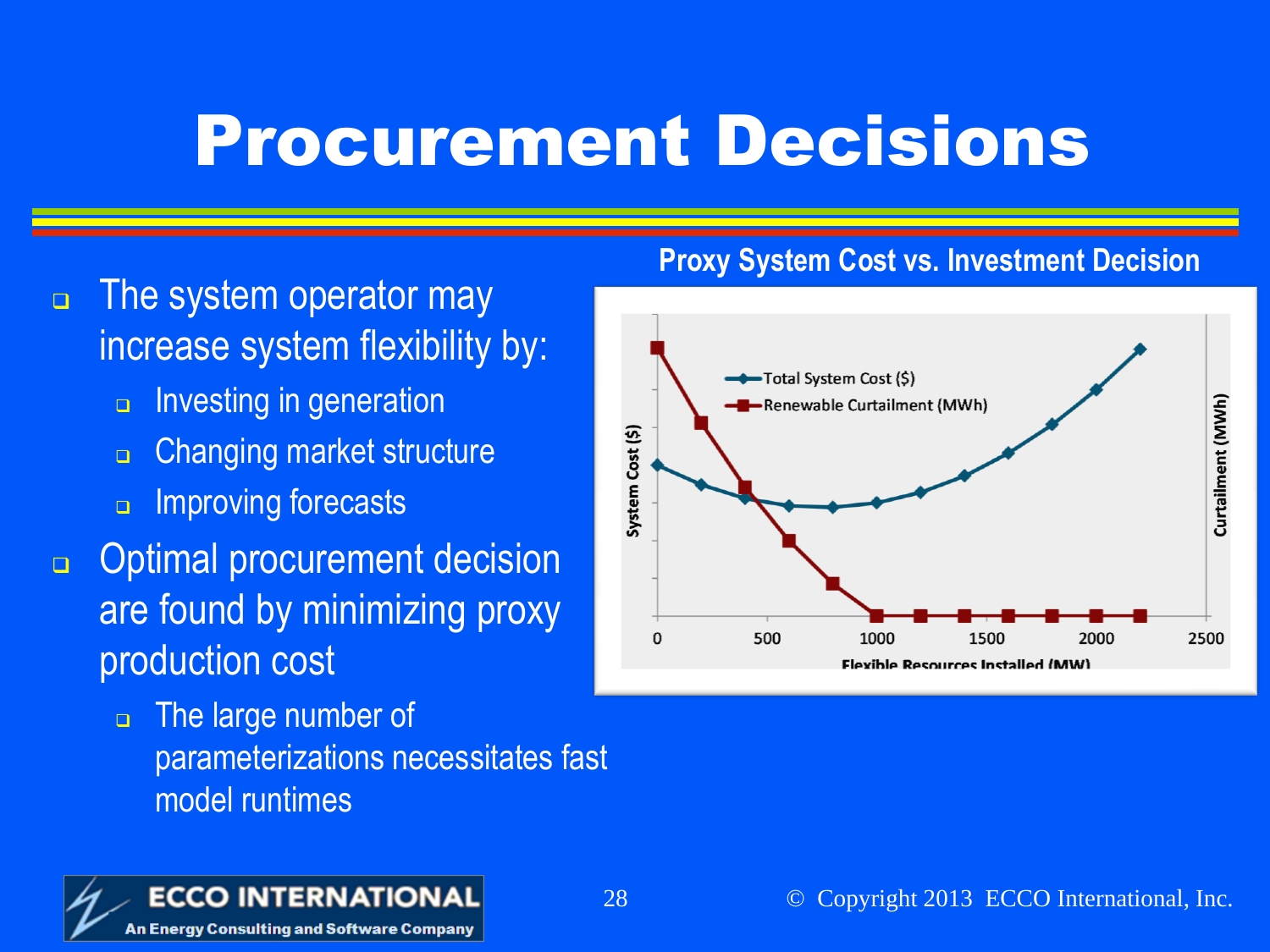# Procurement Decisions

- The system operator may increase system flexibility by:
  - Investing in generation
  - Changing market structure
  - Improving forecasts
- Optimal procurement decision are found by minimizing proxy production cost
  - The large number of parameterizations necessitates fast model runtimes

**Proxy System Cost vs. Investment Decision**

Total System Cost ($)
Renewable Curtailment (MWh)

System Cost ($)
Curtailment (MWh)

0 500 1000 1500 2000 2500

Flexible Resources Installed (MW)

ECCO INTERNATIONAL
An Energy Consulting and Software Company

© Copyright 2013 ECCO International, Inc.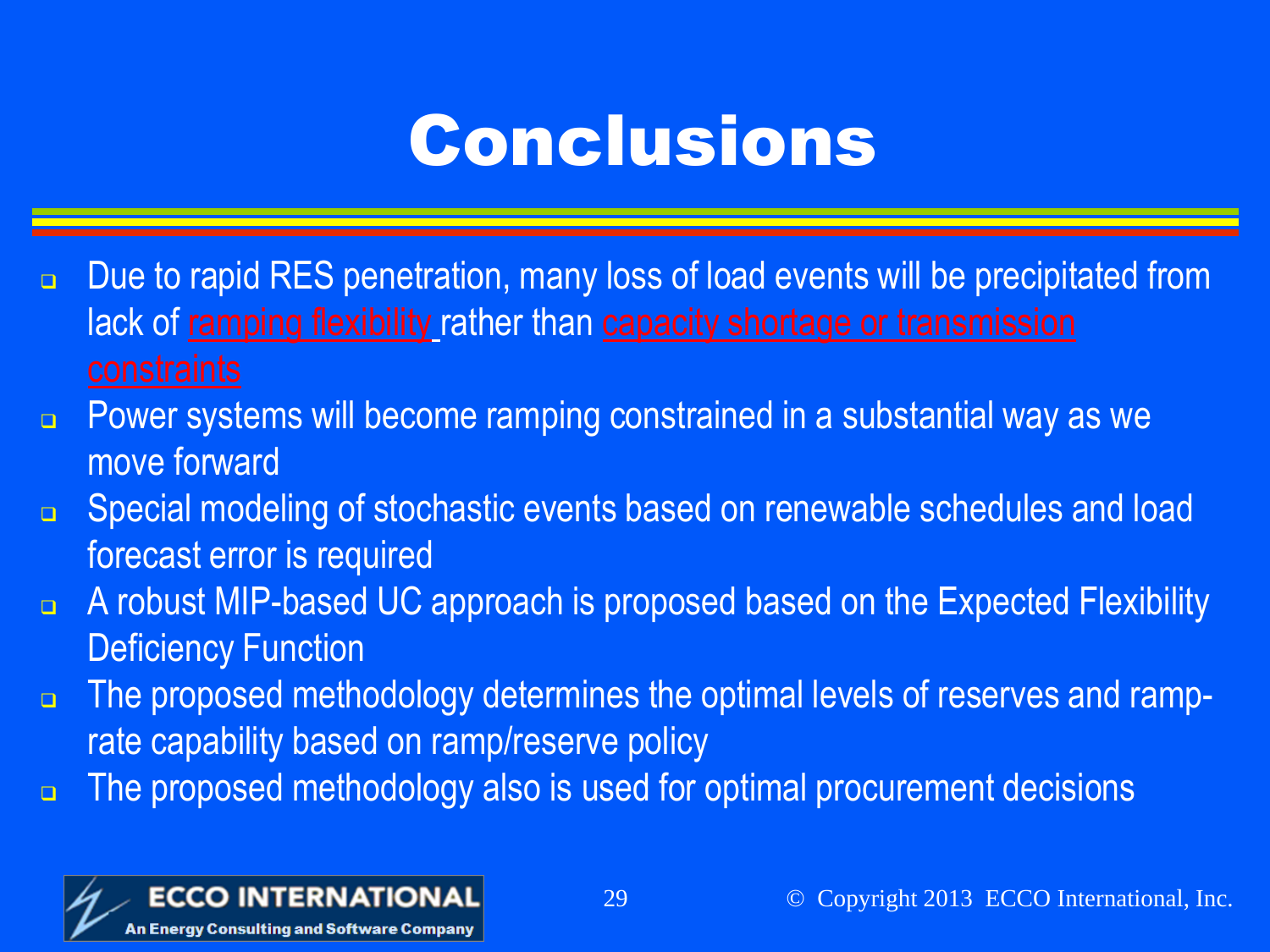# Conclusions

- Due to rapid RES penetration, many loss of load events will be precipitated from lack of ramping flexibility rather than capacity shortage or transmission constraints
- Power systems will become ramping constrained in a substantial way as we move forward
- Special modeling of stochastic events based on renewable schedules and load forecast error is required
- A robust MIP-based UC approach is proposed based on the Expected Flexibility Deficiency Function
- The proposed methodology determines the optimal levels of reserves and ramp-rate capability based on ramp/reserve policy
- The proposed methodology also is used for optimal procurement decisions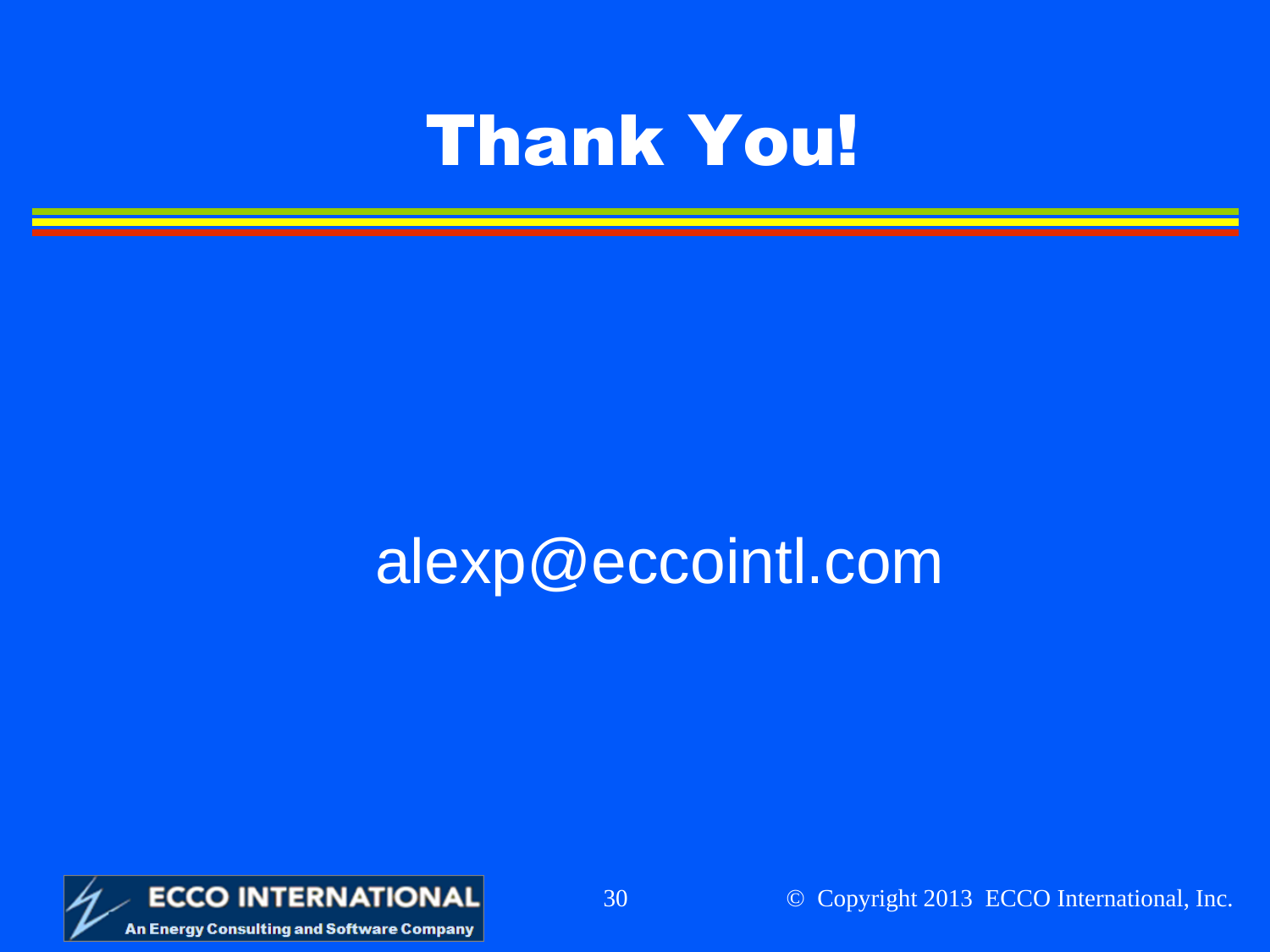# Thank You!

alexp@eccointl.com